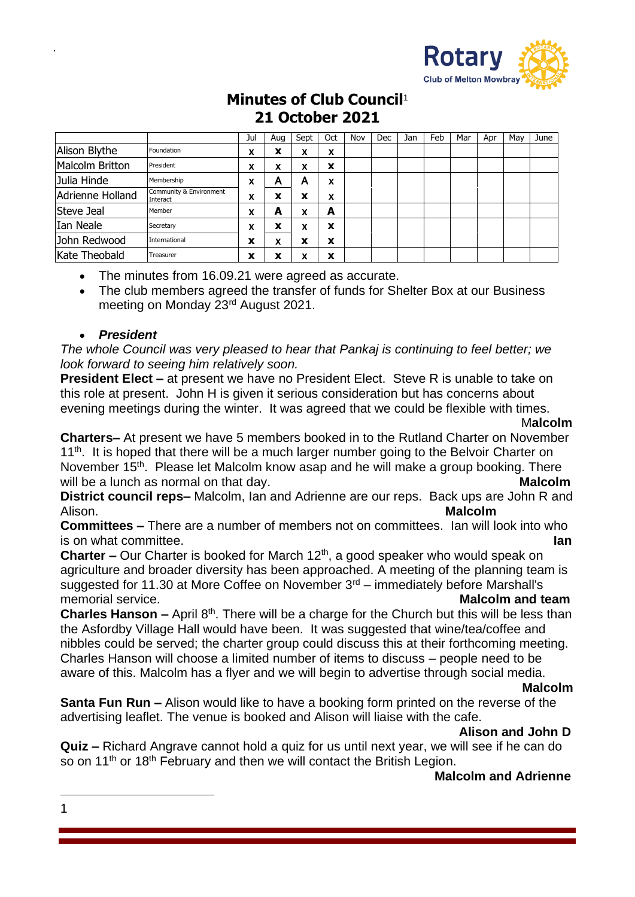# Minutes of Club Council[1]

## 21 October 2021

| | | Jul | Aug | Sept | Oct | Nov | Dec | Jan | Feb | Mar | Apr | May | June |
|---|---|---|---|---|---|---|---|---|---|---|---|---|---|
| Alison Blythe | Foundation | x | x | x | x | | | | | | | | |
| Malcolm Britton | President | x | x | x | x | | | | | | | | |
| Julia Hinde | Membership | x | A | A | x | | | | | | | | |
| Adrienne Holland | Community & Environment Interact | x | x | x | x | | | | | | | | |
| Steve Jeal | Member | x | A | x | A | | | | | | | | |
| Ian Neale | Secretary | x | x | x | x | | | | | | | | |
| John Redwood | International | x | x | x | x | | | | | | | | |
| Kate Theobald | Treasurer | x | x | x | x | | | | | | | | |

- The minutes from 16.09.21 were agreed as accurate.
- The club members agreed the transfer of funds for Shelter Box at our Business meeting on Monday 23rd August 2021.

- ***President***

*The whole Council was very pleased to hear that Pankaj is continuing to feel better; we look forward to seeing him relatively soon.*

**President Elect –** at present we have no President Elect. Steve R is unable to take on this role at present. John H is given it serious consideration but has concerns about evening meetings during the winter. It was agreed that we could be flexible with times.

**Malcolm**

**Charters–** At present we have 5 members booked in to the Rutland Charter on November 11th. It is hoped that there will be a much larger number going to the Belvoir Charter on November 15th. Please let Malcolm know asap and he will make a group booking. There will be a lunch as normal on that day. **Malcolm**

**District council reps–** Malcolm, Ian and Adrienne are our reps. Back ups are John R and Alison. **Malcolm**

**Committees –** There are a number of members not on committees. Ian will look into who is on what committee. **Ian**

**Charter –** Our Charter is booked for March 12th, a good speaker who would speak on agriculture and broader diversity has been approached. A meeting of the planning team is suggested for 11.30 at More Coffee on November 3rd – immediately before Marshall's memorial service. **Malcolm and team**

**Charles Hanson –** April 8th. There will be a charge for the Church but this will be less than the Asfordby Village Hall would have been. It was suggested that wine/tea/coffee and nibbles could be served; the charter group could discuss this at their forthcoming meeting. Charles Hanson will choose a limited number of items to discuss – people need to be aware of this. Malcolm has a flyer and we will begin to advertise through social media.

**Malcolm**

**Santa Fun Run –** Alison would like to have a booking form printed on the reverse of the advertising leaflet. The venue is booked and Alison will liaise with the cafe.

**Alison and John D**

**Quiz –** Richard Angrave cannot hold a quiz for us until next year, we will see if he can do so on 11th or 18th February and then we will contact the British Legion.

**Malcolm and Adrienne**

---

1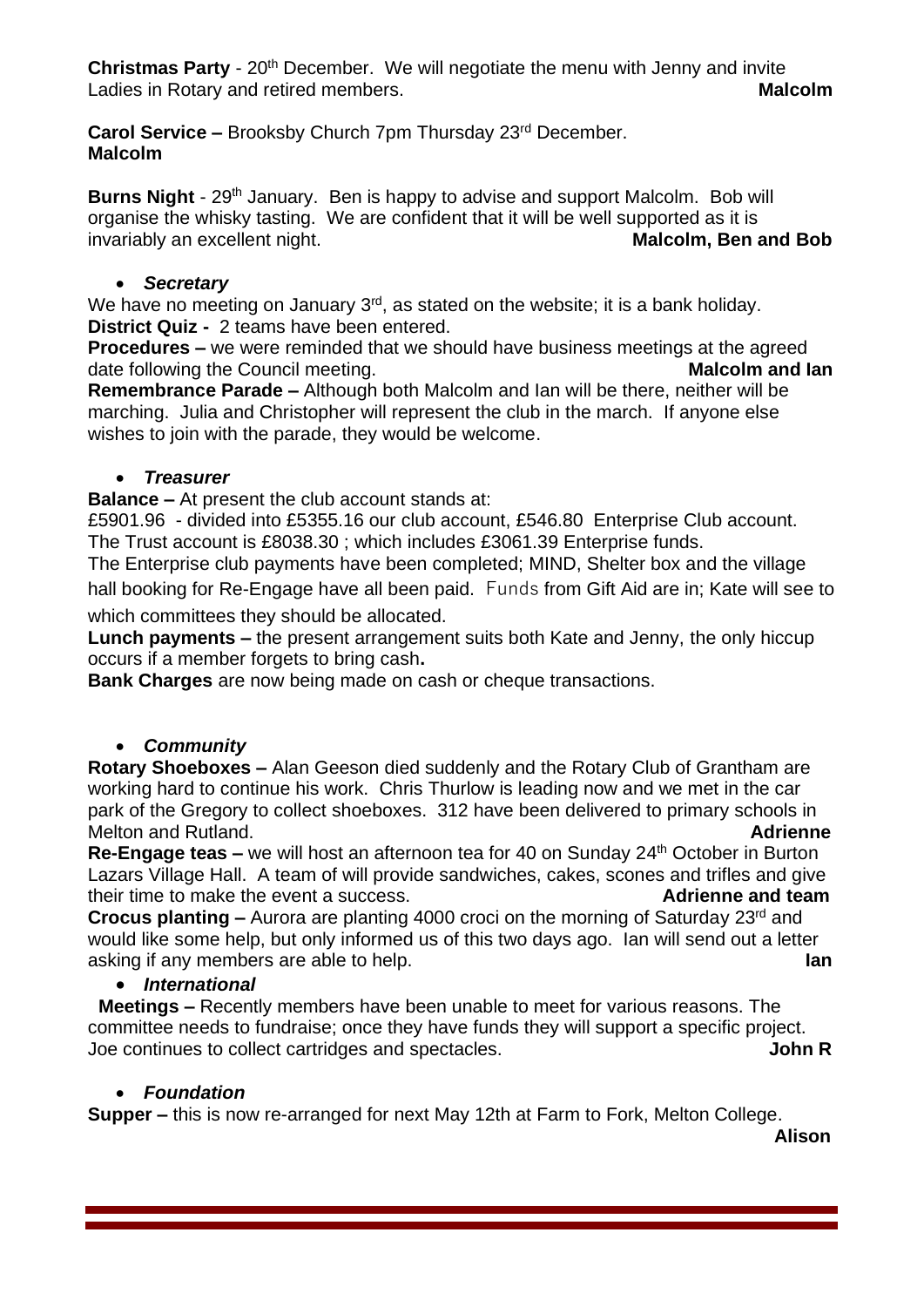**Christmas Party** - 20th December. We will negotiate the menu with Jenny and invite Ladies in Rotary and retired members. **Malcolm**

**Carol Service –** Brooksby Church 7pm Thursday 23rd December.
**Malcolm**

**Burns Night** - 29th January. Ben is happy to advise and support Malcolm. Bob will organise the whisky tasting. We are confident that it will be well supported as it is invariably an excellent night. **Malcolm, Ben and Bob**

- ***Secretary***

We have no meeting on January 3rd, as stated on the website; it is a bank holiday.
**District Quiz -** 2 teams have been entered.
**Procedures –** we were reminded that we should have business meetings at the agreed date following the Council meeting. **Malcolm and Ian**
**Remembrance Parade –** Although both Malcolm and Ian will be there, neither will be marching. Julia and Christopher will represent the club in the march. If anyone else wishes to join with the parade, they would be welcome.

- ***Treasurer***

**Balance –** At present the club account stands at:
£5901.96 - divided into £5355.16 our club account, £546.80 Enterprise Club account.
The Trust account is £8038.30 ; which includes £3061.39 Enterprise funds.
The Enterprise club payments have been completed; MIND, Shelter box and the village hall booking for Re-Engage have all been paid. Funds from Gift Aid are in; Kate will see to which committees they should be allocated.
**Lunch payments –** the present arrangement suits both Kate and Jenny, the only hiccup occurs if a member forgets to bring cash**.**
**Bank Charges** are now being made on cash or cheque transactions.

- ***Community***

**Rotary Shoeboxes –** Alan Geeson died suddenly and the Rotary Club of Grantham are working hard to continue his work. Chris Thurlow is leading now and we met in the car park of the Gregory to collect shoeboxes. 312 have been delivered to primary schools in Melton and Rutland. **Adrienne**
**Re-Engage teas –** we will host an afternoon tea for 40 on Sunday 24th October in Burton Lazars Village Hall. A team of will provide sandwiches, cakes, scones and trifles and give their time to make the event a success. **Adrienne and team**
**Crocus planting –** Aurora are planting 4000 croci on the morning of Saturday 23rd and would like some help, but only informed us of this two days ago. Ian will send out a letter asking if any members are able to help. **Ian**

- ***International***

**Meetings –** Recently members have been unable to meet for various reasons. The committee needs to fundraise; once they have funds they will support a specific project. Joe continues to collect cartridges and spectacles. **John R**

- ***Foundation***

**Supper –** this is now re-arranged for next May 12th at Farm to Fork, Melton College.
**Alison**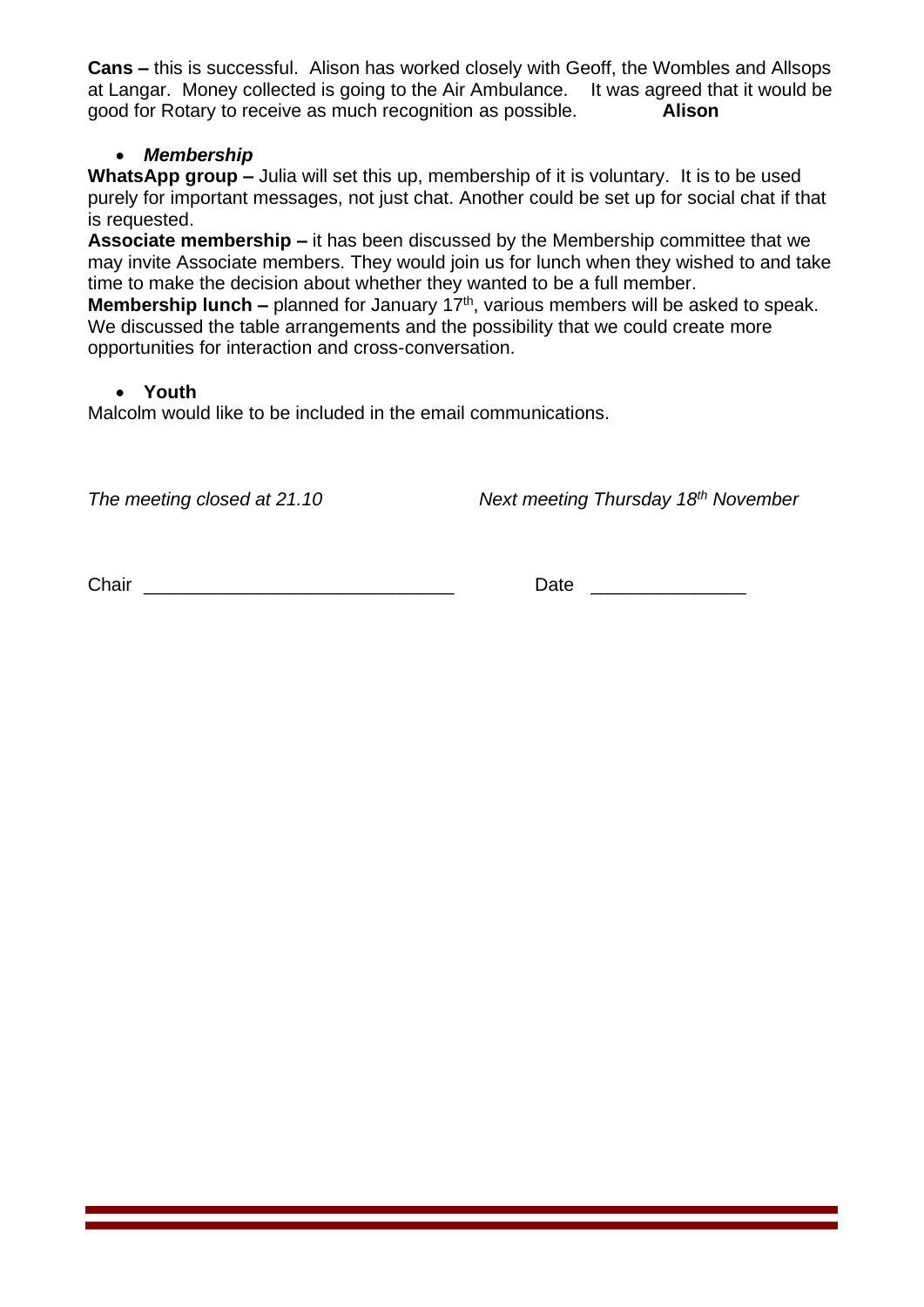**Cans –** this is successful. Alison has worked closely with Geoff, the Wombles and Allsops at Langar. Money collected is going to the Air Ambulance. It was agreed that it would be good for Rotary to receive as much recognition as possible. **Alison**

- ***Membership***

**WhatsApp group –** Julia will set this up, membership of it is voluntary. It is to be used purely for important messages, not just chat. Another could be set up for social chat if that is requested.

**Associate membership –** it has been discussed by the Membership committee that we may invite Associate members. They would join us for lunch when they wished to and take time to make the decision about whether they wanted to be a full member.

**Membership lunch –** planned for January 17th, various members will be asked to speak. We discussed the table arrangements and the possibility that we could create more opportunities for interaction and cross-conversation.

- **Youth**

Malcolm would like to be included in the email communications.

*The meeting closed at 21.10* *Next meeting Thursday 18th November*

Chair ______________________________ Date _______________